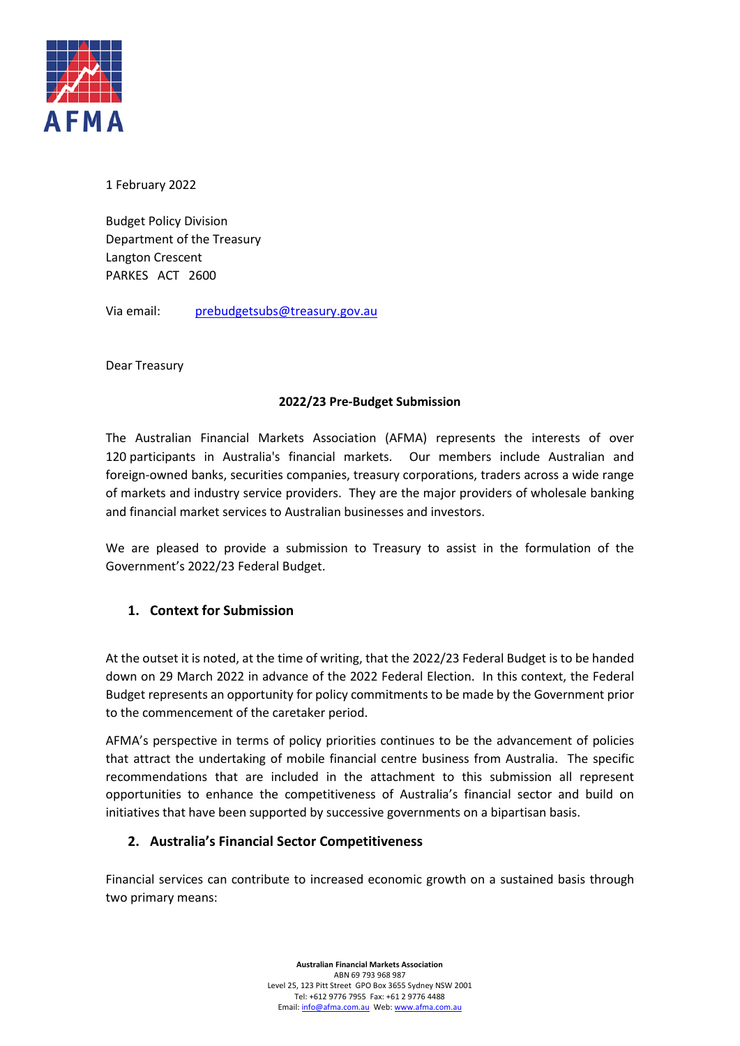AFMA

1 February 2022

Budget Policy Division
Department of the Treasury
Langton Crescent
PARKES ACT 2600

Via email: prebudgetsubs@treasury.gov.au

Dear Treasury

**2022/23 Pre-Budget Submission**

The Australian Financial Markets Association (AFMA) represents the interests of over 120 participants in Australia's financial markets. Our members include Australian and foreign-owned banks, securities companies, treasury corporations, traders across a wide range of markets and industry service providers. They are the major providers of wholesale banking and financial market services to Australian businesses and investors.

We are pleased to provide a submission to Treasury to assist in the formulation of the Government's 2022/23 Federal Budget.

## 1. Context for Submission

At the outset it is noted, at the time of writing, that the 2022/23 Federal Budget is to be handed down on 29 March 2022 in advance of the 2022 Federal Election. In this context, the Federal Budget represents an opportunity for policy commitments to be made by the Government prior to the commencement of the caretaker period.

AFMA's perspective in terms of policy priorities continues to be the advancement of policies that attract the undertaking of mobile financial centre business from Australia. The specific recommendations that are included in the attachment to this submission all represent opportunities to enhance the competitiveness of Australia's financial sector and build on initiatives that have been supported by successive governments on a bipartisan basis.

## 2. Australia's Financial Sector Competitiveness

Financial services can contribute to increased economic growth on a sustained basis through two primary means: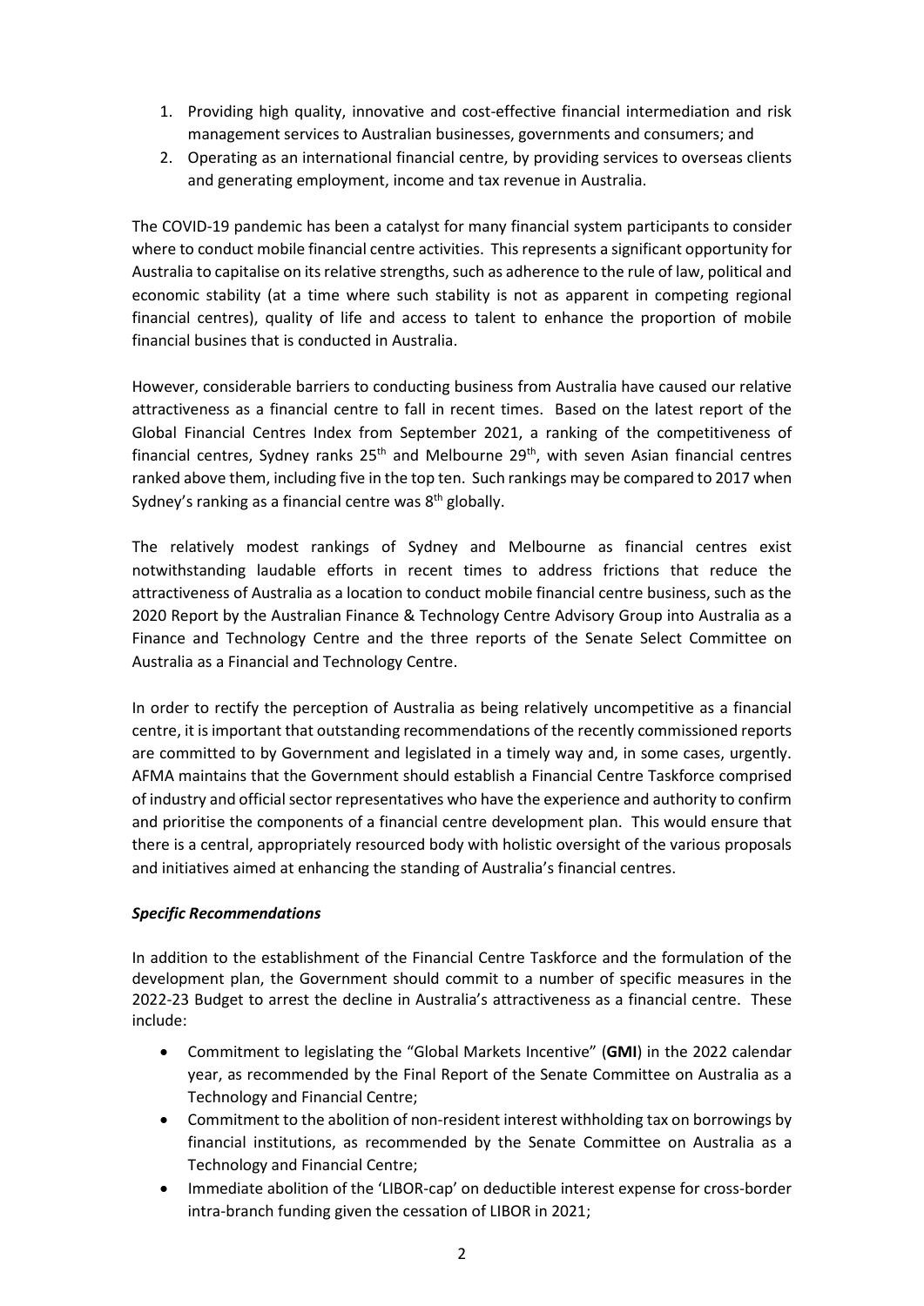1. Providing high quality, innovative and cost-effective financial intermediation and risk management services to Australian businesses, governments and consumers; and
2. Operating as an international financial centre, by providing services to overseas clients and generating employment, income and tax revenue in Australia.

The COVID-19 pandemic has been a catalyst for many financial system participants to consider where to conduct mobile financial centre activities. This represents a significant opportunity for Australia to capitalise on its relative strengths, such as adherence to the rule of law, political and economic stability (at a time where such stability is not as apparent in competing regional financial centres), quality of life and access to talent to enhance the proportion of mobile financial busines that is conducted in Australia.

However, considerable barriers to conducting business from Australia have caused our relative attractiveness as a financial centre to fall in recent times. Based on the latest report of the Global Financial Centres Index from September 2021, a ranking of the competitiveness of financial centres, Sydney ranks 25th and Melbourne 29th, with seven Asian financial centres ranked above them, including five in the top ten. Such rankings may be compared to 2017 when Sydney's ranking as a financial centre was 8th globally.

The relatively modest rankings of Sydney and Melbourne as financial centres exist notwithstanding laudable efforts in recent times to address frictions that reduce the attractiveness of Australia as a location to conduct mobile financial centre business, such as the 2020 Report by the Australian Finance & Technology Centre Advisory Group into Australia as a Finance and Technology Centre and the three reports of the Senate Select Committee on Australia as a Financial and Technology Centre.

In order to rectify the perception of Australia as being relatively uncompetitive as a financial centre, it is important that outstanding recommendations of the recently commissioned reports are committed to by Government and legislated in a timely way and, in some cases, urgently. AFMA maintains that the Government should establish a Financial Centre Taskforce comprised of industry and official sector representatives who have the experience and authority to confirm and prioritise the components of a financial centre development plan. This would ensure that there is a central, appropriately resourced body with holistic oversight of the various proposals and initiatives aimed at enhancing the standing of Australia's financial centres.

***Specific Recommendations***

In addition to the establishment of the Financial Centre Taskforce and the formulation of the development plan, the Government should commit to a number of specific measures in the 2022-23 Budget to arrest the decline in Australia's attractiveness as a financial centre. These include:

- Commitment to legislating the "Global Markets Incentive" (**GMI**) in the 2022 calendar year, as recommended by the Final Report of the Senate Committee on Australia as a Technology and Financial Centre;
- Commitment to the abolition of non-resident interest withholding tax on borrowings by financial institutions, as recommended by the Senate Committee on Australia as a Technology and Financial Centre;
- Immediate abolition of the 'LIBOR-cap' on deductible interest expense for cross-border intra-branch funding given the cessation of LIBOR in 2021;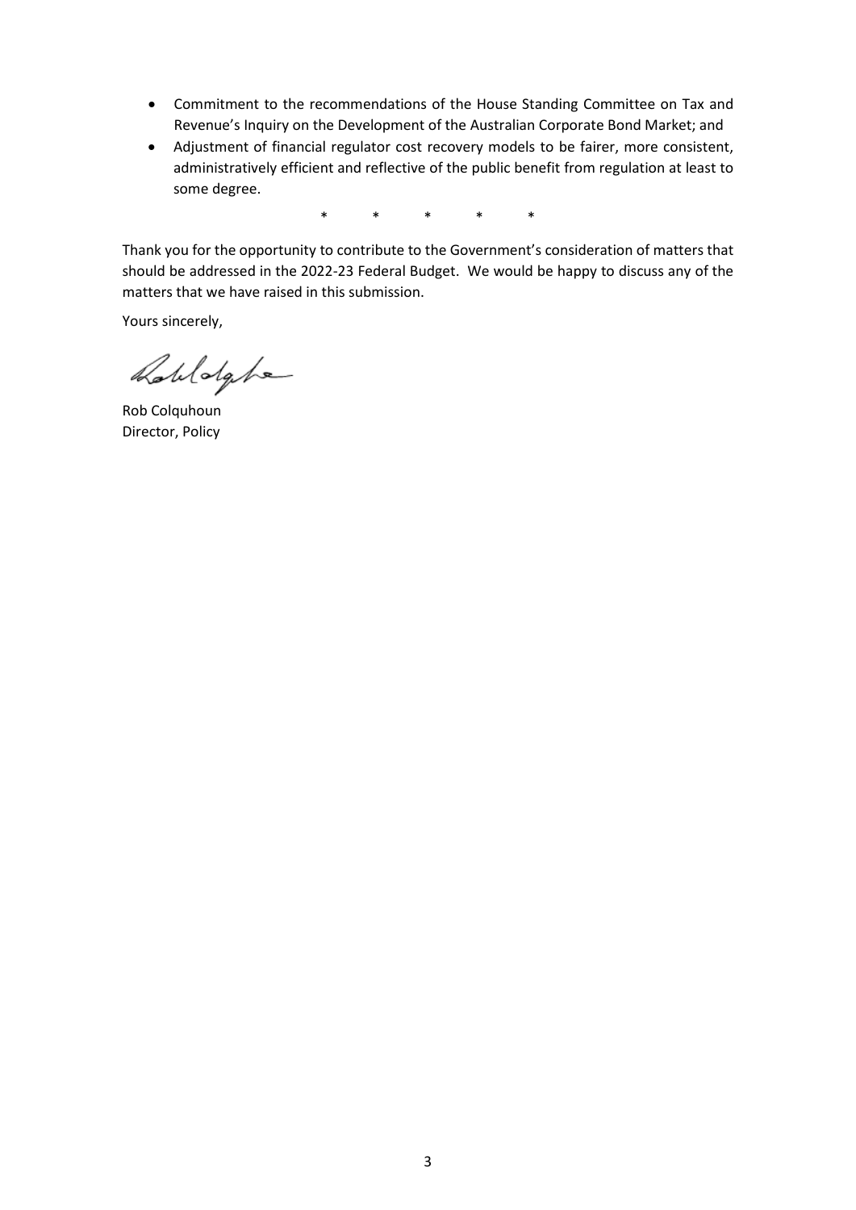- Commitment to the recommendations of the House Standing Committee on Tax and Revenue's Inquiry on the Development of the Australian Corporate Bond Market; and
- Adjustment of financial regulator cost recovery models to be fairer, more consistent, administratively efficient and reflective of the public benefit from regulation at least to some degree.

\* \* \* \* \*

Thank you for the opportunity to contribute to the Government's consideration of matters that should be addressed in the 2022-23 Federal Budget. We would be happy to discuss any of the matters that we have raised in this submission.

Yours sincerely,

Rob Colquhoun
Director, Policy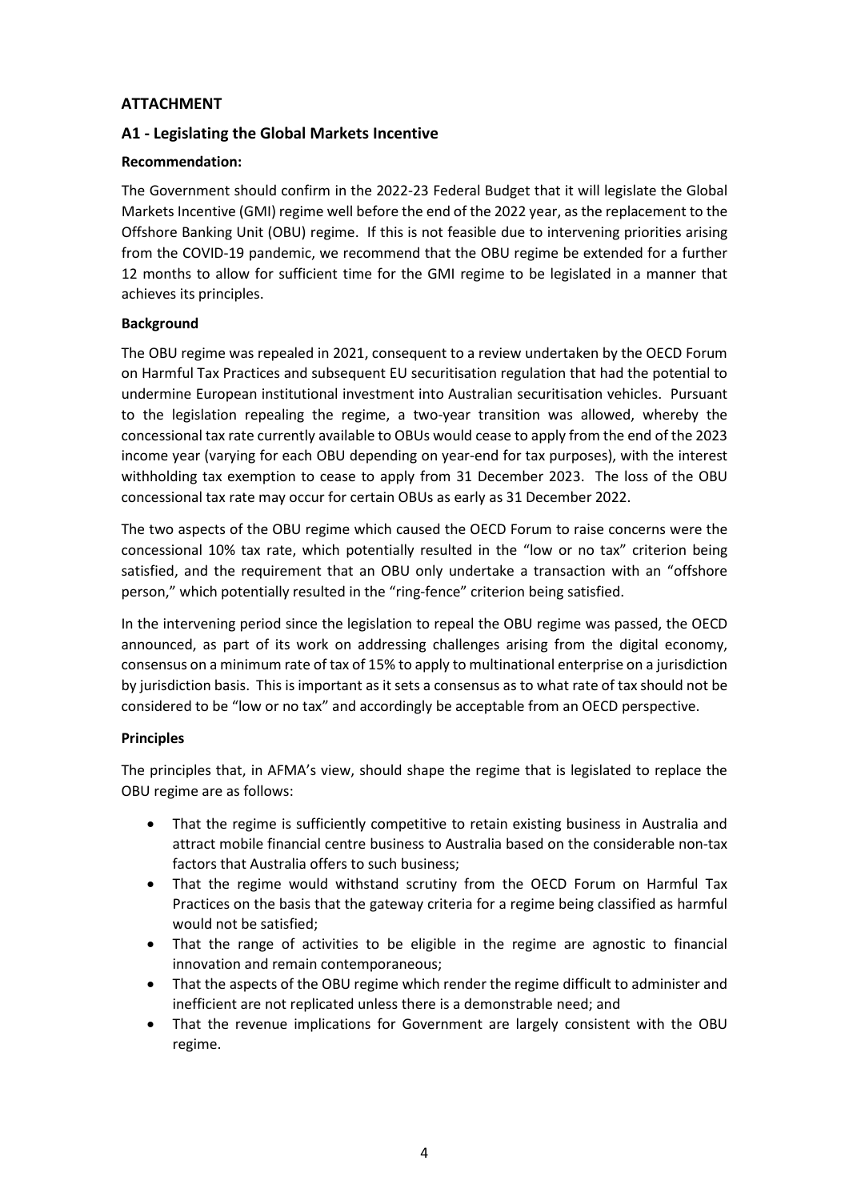## ATTACHMENT

## A1 - Legislating the Global Markets Incentive

**Recommendation:**

The Government should confirm in the 2022-23 Federal Budget that it will legislate the Global Markets Incentive (GMI) regime well before the end of the 2022 year, as the replacement to the Offshore Banking Unit (OBU) regime. If this is not feasible due to intervening priorities arising from the COVID-19 pandemic, we recommend that the OBU regime be extended for a further 12 months to allow for sufficient time for the GMI regime to be legislated in a manner that achieves its principles.

**Background**

The OBU regime was repealed in 2021, consequent to a review undertaken by the OECD Forum on Harmful Tax Practices and subsequent EU securitisation regulation that had the potential to undermine European institutional investment into Australian securitisation vehicles. Pursuant to the legislation repealing the regime, a two-year transition was allowed, whereby the concessional tax rate currently available to OBUs would cease to apply from the end of the 2023 income year (varying for each OBU depending on year-end for tax purposes), with the interest withholding tax exemption to cease to apply from 31 December 2023. The loss of the OBU concessional tax rate may occur for certain OBUs as early as 31 December 2022.

The two aspects of the OBU regime which caused the OECD Forum to raise concerns were the concessional 10% tax rate, which potentially resulted in the "low or no tax" criterion being satisfied, and the requirement that an OBU only undertake a transaction with an "offshore person," which potentially resulted in the "ring-fence" criterion being satisfied.

In the intervening period since the legislation to repeal the OBU regime was passed, the OECD announced, as part of its work on addressing challenges arising from the digital economy, consensus on a minimum rate of tax of 15% to apply to multinational enterprise on a jurisdiction by jurisdiction basis. This is important as it sets a consensus as to what rate of tax should not be considered to be "low or no tax" and accordingly be acceptable from an OECD perspective.

**Principles**

The principles that, in AFMA's view, should shape the regime that is legislated to replace the OBU regime are as follows:

- That the regime is sufficiently competitive to retain existing business in Australia and attract mobile financial centre business to Australia based on the considerable non-tax factors that Australia offers to such business;
- That the regime would withstand scrutiny from the OECD Forum on Harmful Tax Practices on the basis that the gateway criteria for a regime being classified as harmful would not be satisfied;
- That the range of activities to be eligible in the regime are agnostic to financial innovation and remain contemporaneous;
- That the aspects of the OBU regime which render the regime difficult to administer and inefficient are not replicated unless there is a demonstrable need; and
- That the revenue implications for Government are largely consistent with the OBU regime.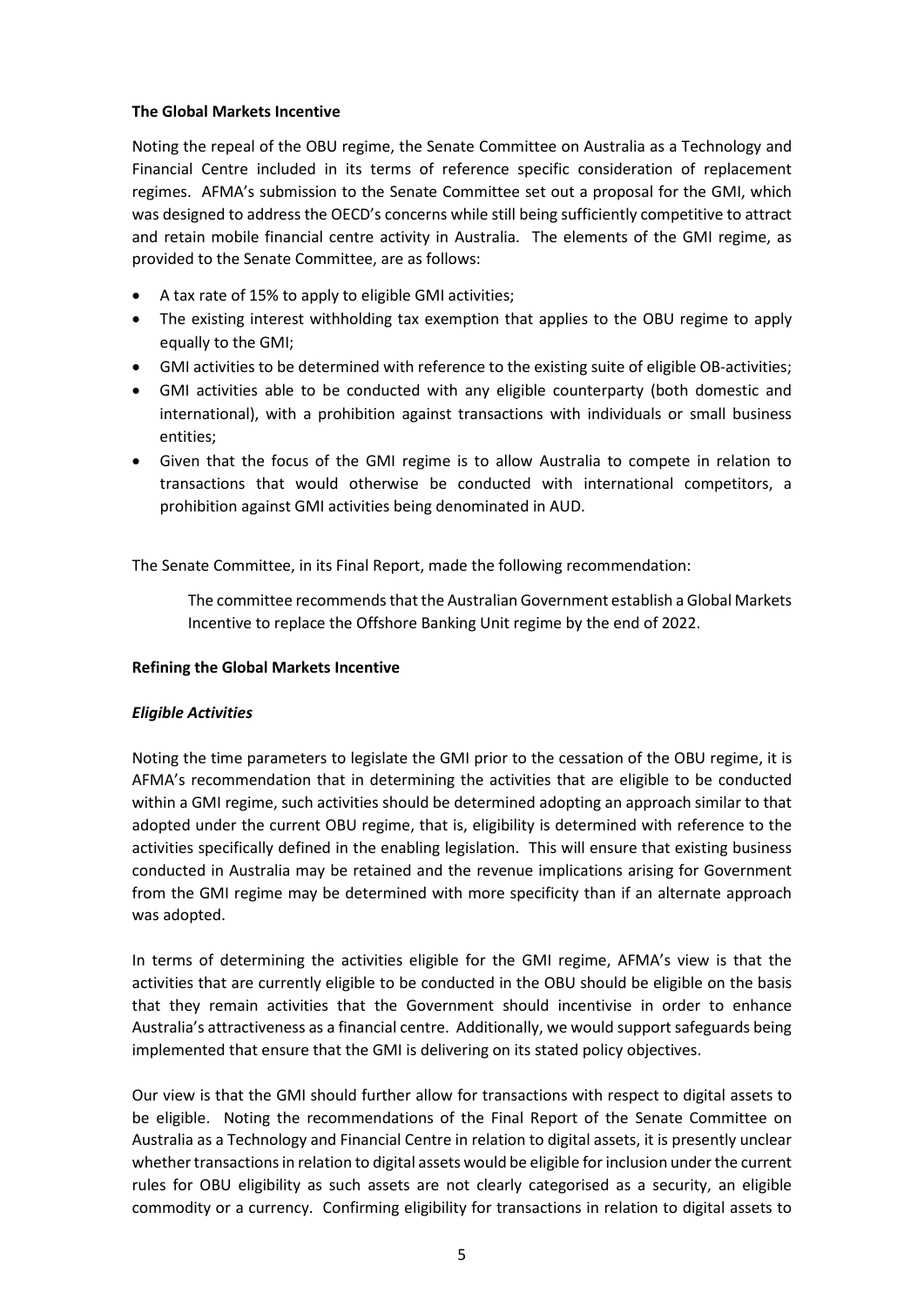**The Global Markets Incentive**

Noting the repeal of the OBU regime, the Senate Committee on Australia as a Technology and Financial Centre included in its terms of reference specific consideration of replacement regimes. AFMA's submission to the Senate Committee set out a proposal for the GMI, which was designed to address the OECD's concerns while still being sufficiently competitive to attract and retain mobile financial centre activity in Australia. The elements of the GMI regime, as provided to the Senate Committee, are as follows:

- A tax rate of 15% to apply to eligible GMI activities;
- The existing interest withholding tax exemption that applies to the OBU regime to apply equally to the GMI;
- GMI activities to be determined with reference to the existing suite of eligible OB-activities;
- GMI activities able to be conducted with any eligible counterparty (both domestic and international), with a prohibition against transactions with individuals or small business entities;
- Given that the focus of the GMI regime is to allow Australia to compete in relation to transactions that would otherwise be conducted with international competitors, a prohibition against GMI activities being denominated in AUD.

The Senate Committee, in its Final Report, made the following recommendation:

> The committee recommends that the Australian Government establish a Global Markets Incentive to replace the Offshore Banking Unit regime by the end of 2022.

**Refining the Global Markets Incentive**

***Eligible Activities***

Noting the time parameters to legislate the GMI prior to the cessation of the OBU regime, it is AFMA's recommendation that in determining the activities that are eligible to be conducted within a GMI regime, such activities should be determined adopting an approach similar to that adopted under the current OBU regime, that is, eligibility is determined with reference to the activities specifically defined in the enabling legislation. This will ensure that existing business conducted in Australia may be retained and the revenue implications arising for Government from the GMI regime may be determined with more specificity than if an alternate approach was adopted.

In terms of determining the activities eligible for the GMI regime, AFMA's view is that the activities that are currently eligible to be conducted in the OBU should be eligible on the basis that they remain activities that the Government should incentivise in order to enhance Australia's attractiveness as a financial centre. Additionally, we would support safeguards being implemented that ensure that the GMI is delivering on its stated policy objectives.

Our view is that the GMI should further allow for transactions with respect to digital assets to be eligible. Noting the recommendations of the Final Report of the Senate Committee on Australia as a Technology and Financial Centre in relation to digital assets, it is presently unclear whether transactions in relation to digital assets would be eligible for inclusion under the current rules for OBU eligibility as such assets are not clearly categorised as a security, an eligible commodity or a currency. Confirming eligibility for transactions in relation to digital assets to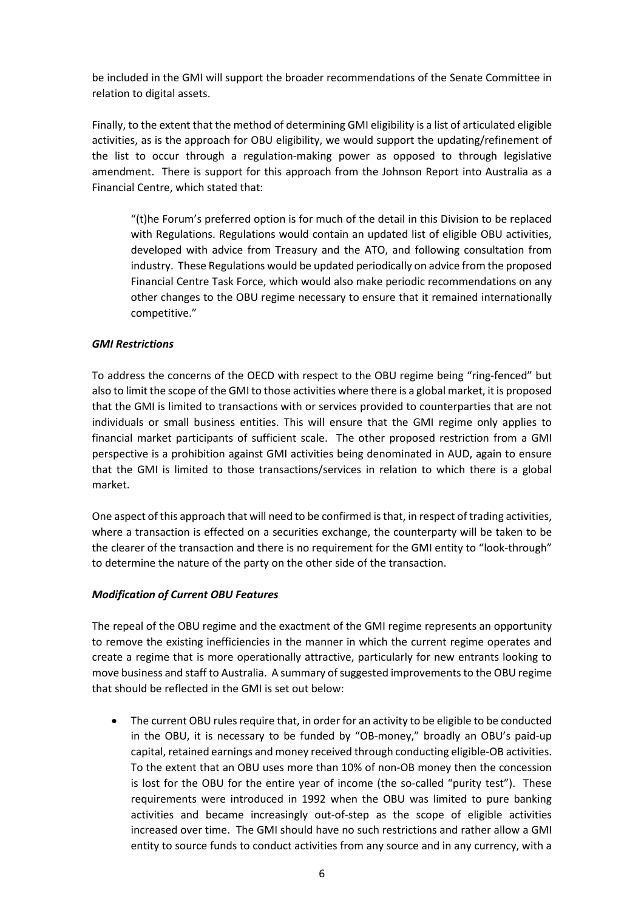be included in the GMI will support the broader recommendations of the Senate Committee in relation to digital assets.

Finally, to the extent that the method of determining GMI eligibility is a list of articulated eligible activities, as is the approach for OBU eligibility, we would support the updating/refinement of the list to occur through a regulation-making power as opposed to through legislative amendment. There is support for this approach from the Johnson Report into Australia as a Financial Centre, which stated that:

> "(t)he Forum's preferred option is for much of the detail in this Division to be replaced with Regulations. Regulations would contain an updated list of eligible OBU activities, developed with advice from Treasury and the ATO, and following consultation from industry. These Regulations would be updated periodically on advice from the proposed Financial Centre Task Force, which would also make periodic recommendations on any other changes to the OBU regime necessary to ensure that it remained internationally competitive."

***GMI Restrictions***

To address the concerns of the OECD with respect to the OBU regime being "ring-fenced" but also to limit the scope of the GMI to those activities where there is a global market, it is proposed that the GMI is limited to transactions with or services provided to counterparties that are not individuals or small business entities. This will ensure that the GMI regime only applies to financial market participants of sufficient scale. The other proposed restriction from a GMI perspective is a prohibition against GMI activities being denominated in AUD, again to ensure that the GMI is limited to those transactions/services in relation to which there is a global market.

One aspect of this approach that will need to be confirmed is that, in respect of trading activities, where a transaction is effected on a securities exchange, the counterparty will be taken to be the clearer of the transaction and there is no requirement for the GMI entity to "look-through" to determine the nature of the party on the other side of the transaction.

***Modification of Current OBU Features***

The repeal of the OBU regime and the exactment of the GMI regime represents an opportunity to remove the existing inefficiencies in the manner in which the current regime operates and create a regime that is more operationally attractive, particularly for new entrants looking to move business and staff to Australia. A summary of suggested improvements to the OBU regime that should be reflected in the GMI is set out below:

- The current OBU rules require that, in order for an activity to be eligible to be conducted in the OBU, it is necessary to be funded by "OB-money," broadly an OBU's paid-up capital, retained earnings and money received through conducting eligible-OB activities. To the extent that an OBU uses more than 10% of non-OB money then the concession is lost for the OBU for the entire year of income (the so-called "purity test"). These requirements were introduced in 1992 when the OBU was limited to pure banking activities and became increasingly out-of-step as the scope of eligible activities increased over time. The GMI should have no such restrictions and rather allow a GMI entity to source funds to conduct activities from any source and in any currency, with a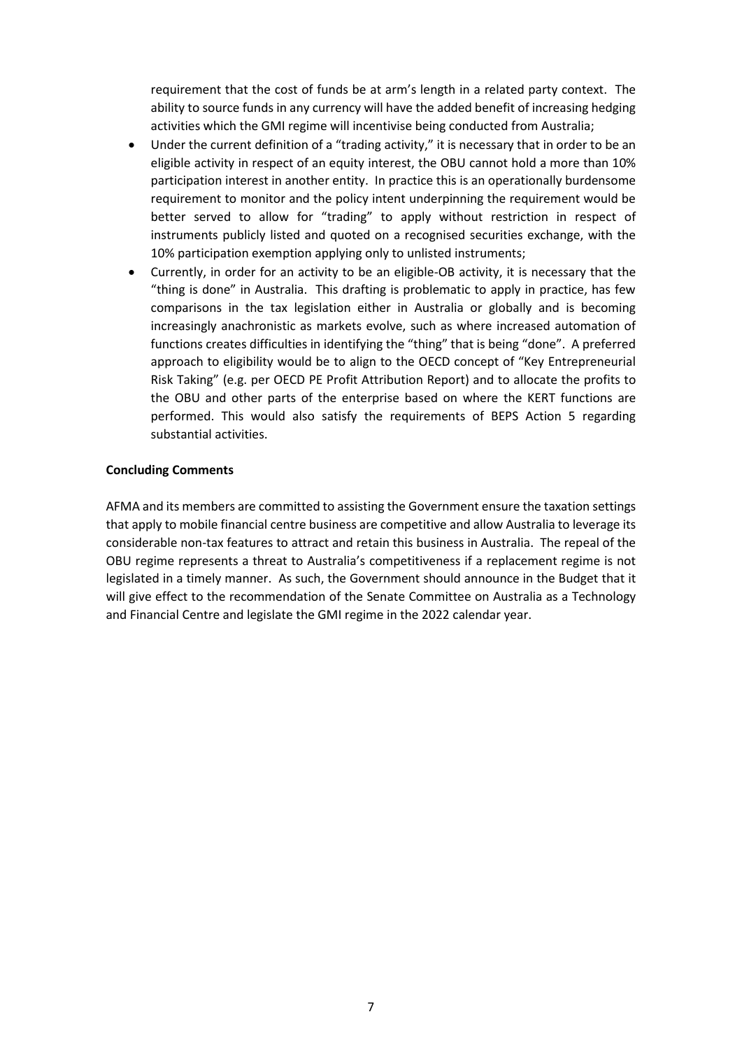requirement that the cost of funds be at arm's length in a related party context. The ability to source funds in any currency will have the added benefit of increasing hedging activities which the GMI regime will incentivise being conducted from Australia;

- Under the current definition of a "trading activity," it is necessary that in order to be an eligible activity in respect of an equity interest, the OBU cannot hold a more than 10% participation interest in another entity. In practice this is an operationally burdensome requirement to monitor and the policy intent underpinning the requirement would be better served to allow for "trading" to apply without restriction in respect of instruments publicly listed and quoted on a recognised securities exchange, with the 10% participation exemption applying only to unlisted instruments;
- Currently, in order for an activity to be an eligible-OB activity, it is necessary that the "thing is done" in Australia. This drafting is problematic to apply in practice, has few comparisons in the tax legislation either in Australia or globally and is becoming increasingly anachronistic as markets evolve, such as where increased automation of functions creates difficulties in identifying the "thing" that is being "done". A preferred approach to eligibility would be to align to the OECD concept of "Key Entrepreneurial Risk Taking" (e.g. per OECD PE Profit Attribution Report) and to allocate the profits to the OBU and other parts of the enterprise based on where the KERT functions are performed. This would also satisfy the requirements of BEPS Action 5 regarding substantial activities.

**Concluding Comments**

AFMA and its members are committed to assisting the Government ensure the taxation settings that apply to mobile financial centre business are competitive and allow Australia to leverage its considerable non-tax features to attract and retain this business in Australia. The repeal of the OBU regime represents a threat to Australia's competitiveness if a replacement regime is not legislated in a timely manner. As such, the Government should announce in the Budget that it will give effect to the recommendation of the Senate Committee on Australia as a Technology and Financial Centre and legislate the GMI regime in the 2022 calendar year.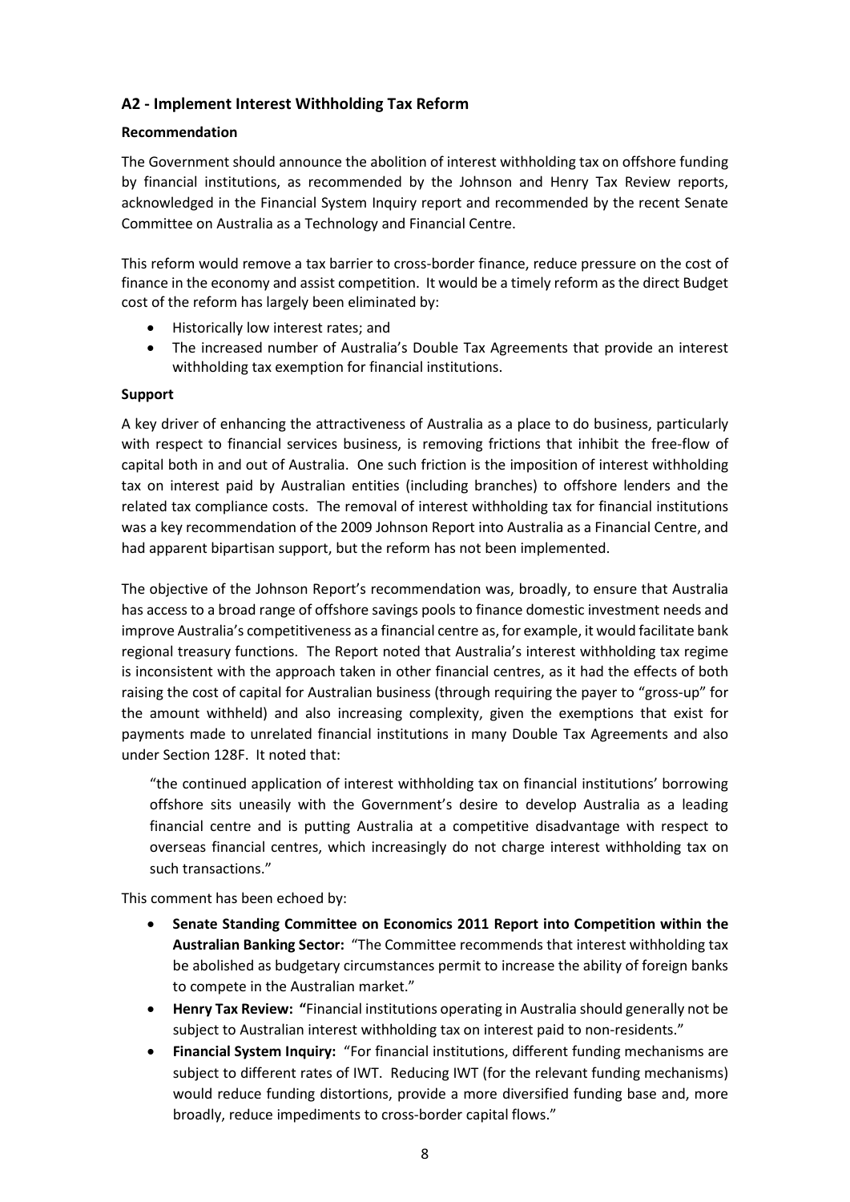### A2 - Implement Interest Withholding Tax Reform

**Recommendation**

The Government should announce the abolition of interest withholding tax on offshore funding by financial institutions, as recommended by the Johnson and Henry Tax Review reports, acknowledged in the Financial System Inquiry report and recommended by the recent Senate Committee on Australia as a Technology and Financial Centre.

This reform would remove a tax barrier to cross-border finance, reduce pressure on the cost of finance in the economy and assist competition. It would be a timely reform as the direct Budget cost of the reform has largely been eliminated by:

- Historically low interest rates; and
- The increased number of Australia's Double Tax Agreements that provide an interest withholding tax exemption for financial institutions.

**Support**

A key driver of enhancing the attractiveness of Australia as a place to do business, particularly with respect to financial services business, is removing frictions that inhibit the free-flow of capital both in and out of Australia. One such friction is the imposition of interest withholding tax on interest paid by Australian entities (including branches) to offshore lenders and the related tax compliance costs. The removal of interest withholding tax for financial institutions was a key recommendation of the 2009 Johnson Report into Australia as a Financial Centre, and had apparent bipartisan support, but the reform has not been implemented.

The objective of the Johnson Report's recommendation was, broadly, to ensure that Australia has access to a broad range of offshore savings pools to finance domestic investment needs and improve Australia's competitiveness as a financial centre as, for example, it would facilitate bank regional treasury functions. The Report noted that Australia's interest withholding tax regime is inconsistent with the approach taken in other financial centres, as it had the effects of both raising the cost of capital for Australian business (through requiring the payer to "gross-up" for the amount withheld) and also increasing complexity, given the exemptions that exist for payments made to unrelated financial institutions in many Double Tax Agreements and also under Section 128F. It noted that:

> "the continued application of interest withholding tax on financial institutions' borrowing offshore sits uneasily with the Government's desire to develop Australia as a leading financial centre and is putting Australia at a competitive disadvantage with respect to overseas financial centres, which increasingly do not charge interest withholding tax on such transactions."

This comment has been echoed by:

- **Senate Standing Committee on Economics 2011 Report into Competition within the Australian Banking Sector:** "The Committee recommends that interest withholding tax be abolished as budgetary circumstances permit to increase the ability of foreign banks to compete in the Australian market."
- **Henry Tax Review: "**Financial institutions operating in Australia should generally not be subject to Australian interest withholding tax on interest paid to non-residents."
- **Financial System Inquiry:** "For financial institutions, different funding mechanisms are subject to different rates of IWT. Reducing IWT (for the relevant funding mechanisms) would reduce funding distortions, provide a more diversified funding base and, more broadly, reduce impediments to cross-border capital flows."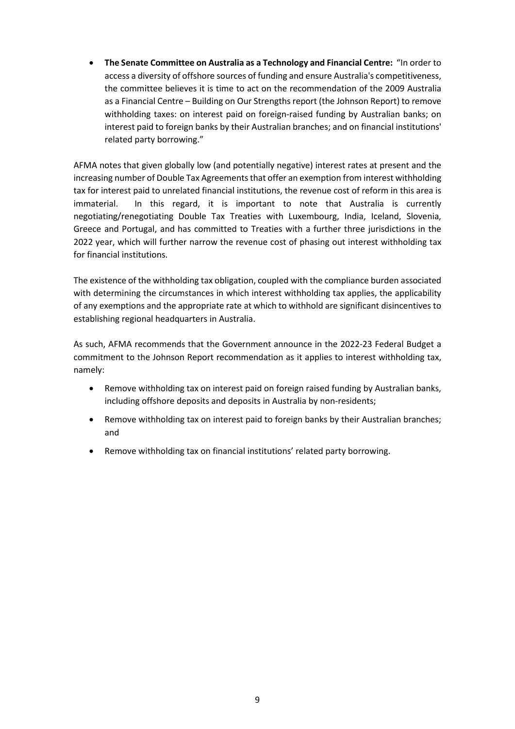- **The Senate Committee on Australia as a Technology and Financial Centre:** "In order to access a diversity of offshore sources of funding and ensure Australia's competitiveness, the committee believes it is time to act on the recommendation of the 2009 Australia as a Financial Centre – Building on Our Strengths report (the Johnson Report) to remove withholding taxes: on interest paid on foreign-raised funding by Australian banks; on interest paid to foreign banks by their Australian branches; and on financial institutions' related party borrowing."

AFMA notes that given globally low (and potentially negative) interest rates at present and the increasing number of Double Tax Agreements that offer an exemption from interest withholding tax for interest paid to unrelated financial institutions, the revenue cost of reform in this area is immaterial. In this regard, it is important to note that Australia is currently negotiating/renegotiating Double Tax Treaties with Luxembourg, India, Iceland, Slovenia, Greece and Portugal, and has committed to Treaties with a further three jurisdictions in the 2022 year, which will further narrow the revenue cost of phasing out interest withholding tax for financial institutions.

The existence of the withholding tax obligation, coupled with the compliance burden associated with determining the circumstances in which interest withholding tax applies, the applicability of any exemptions and the appropriate rate at which to withhold are significant disincentives to establishing regional headquarters in Australia.

As such, AFMA recommends that the Government announce in the 2022-23 Federal Budget a commitment to the Johnson Report recommendation as it applies to interest withholding tax, namely:

- Remove withholding tax on interest paid on foreign raised funding by Australian banks, including offshore deposits and deposits in Australia by non-residents;
- Remove withholding tax on interest paid to foreign banks by their Australian branches; and
- Remove withholding tax on financial institutions' related party borrowing.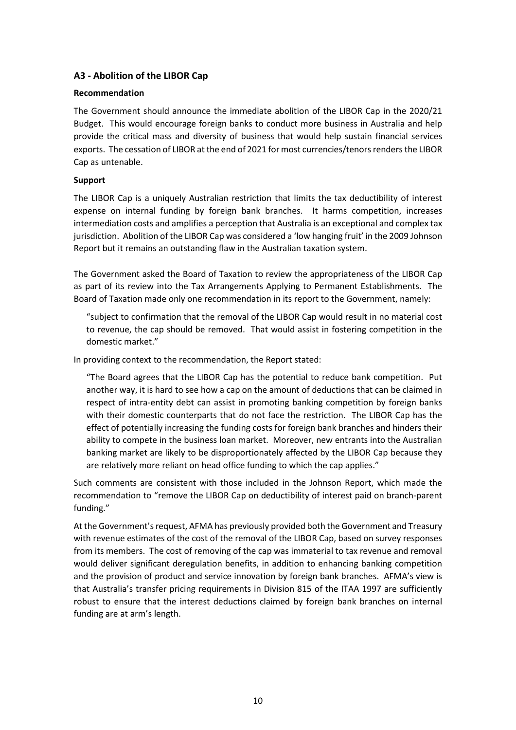### A3 - Abolition of the LIBOR Cap

**Recommendation**

The Government should announce the immediate abolition of the LIBOR Cap in the 2020/21 Budget. This would encourage foreign banks to conduct more business in Australia and help provide the critical mass and diversity of business that would help sustain financial services exports. The cessation of LIBOR at the end of 2021 for most currencies/tenors renders the LIBOR Cap as untenable.

**Support**

The LIBOR Cap is a uniquely Australian restriction that limits the tax deductibility of interest expense on internal funding by foreign bank branches. It harms competition, increases intermediation costs and amplifies a perception that Australia is an exceptional and complex tax jurisdiction. Abolition of the LIBOR Cap was considered a 'low hanging fruit' in the 2009 Johnson Report but it remains an outstanding flaw in the Australian taxation system.

The Government asked the Board of Taxation to review the appropriateness of the LIBOR Cap as part of its review into the Tax Arrangements Applying to Permanent Establishments. The Board of Taxation made only one recommendation in its report to the Government, namely:

> "subject to confirmation that the removal of the LIBOR Cap would result in no material cost to revenue, the cap should be removed. That would assist in fostering competition in the domestic market."

In providing context to the recommendation, the Report stated:

> "The Board agrees that the LIBOR Cap has the potential to reduce bank competition. Put another way, it is hard to see how a cap on the amount of deductions that can be claimed in respect of intra-entity debt can assist in promoting banking competition by foreign banks with their domestic counterparts that do not face the restriction. The LIBOR Cap has the effect of potentially increasing the funding costs for foreign bank branches and hinders their ability to compete in the business loan market. Moreover, new entrants into the Australian banking market are likely to be disproportionately affected by the LIBOR Cap because they are relatively more reliant on head office funding to which the cap applies."

Such comments are consistent with those included in the Johnson Report, which made the recommendation to "remove the LIBOR Cap on deductibility of interest paid on branch-parent funding."

At the Government's request, AFMA has previously provided both the Government and Treasury with revenue estimates of the cost of the removal of the LIBOR Cap, based on survey responses from its members. The cost of removing of the cap was immaterial to tax revenue and removal would deliver significant deregulation benefits, in addition to enhancing banking competition and the provision of product and service innovation by foreign bank branches. AFMA's view is that Australia's transfer pricing requirements in Division 815 of the ITAA 1997 are sufficiently robust to ensure that the interest deductions claimed by foreign bank branches on internal funding are at arm's length.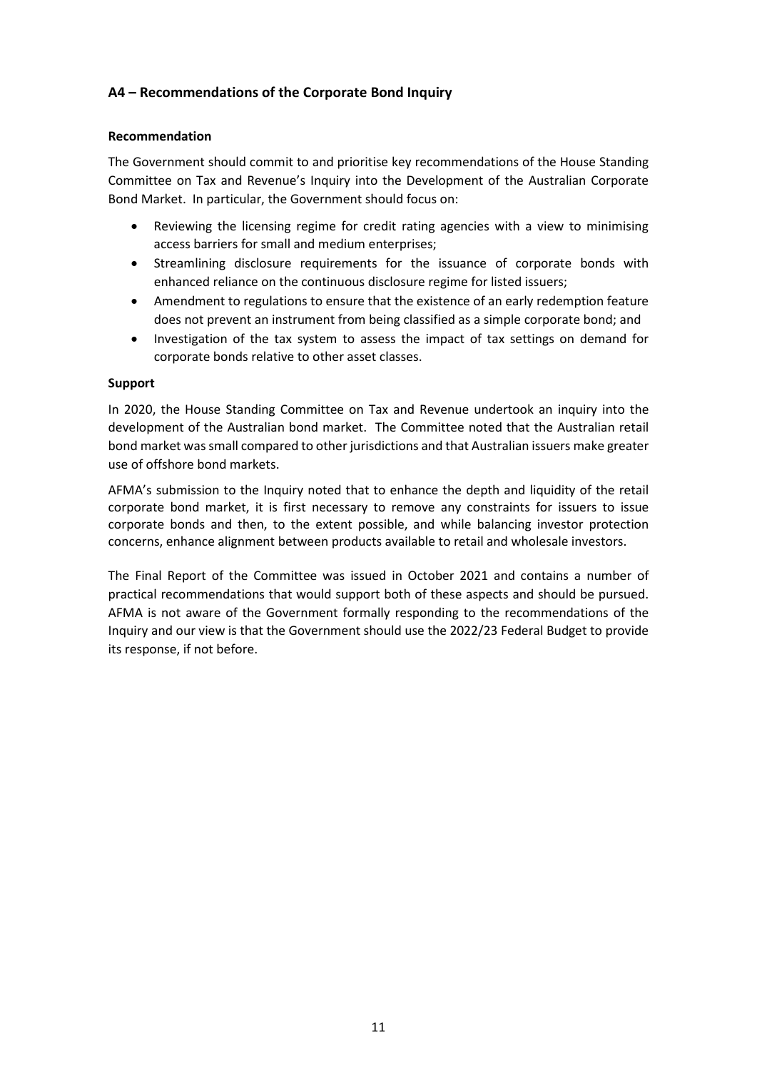### A4 – Recommendations of the Corporate Bond Inquiry

**Recommendation**

The Government should commit to and prioritise key recommendations of the House Standing Committee on Tax and Revenue's Inquiry into the Development of the Australian Corporate Bond Market. In particular, the Government should focus on:

- Reviewing the licensing regime for credit rating agencies with a view to minimising access barriers for small and medium enterprises;
- Streamlining disclosure requirements for the issuance of corporate bonds with enhanced reliance on the continuous disclosure regime for listed issuers;
- Amendment to regulations to ensure that the existence of an early redemption feature does not prevent an instrument from being classified as a simple corporate bond; and
- Investigation of the tax system to assess the impact of tax settings on demand for corporate bonds relative to other asset classes.

**Support**

In 2020, the House Standing Committee on Tax and Revenue undertook an inquiry into the development of the Australian bond market. The Committee noted that the Australian retail bond market was small compared to other jurisdictions and that Australian issuers make greater use of offshore bond markets.

AFMA's submission to the Inquiry noted that to enhance the depth and liquidity of the retail corporate bond market, it is first necessary to remove any constraints for issuers to issue corporate bonds and then, to the extent possible, and while balancing investor protection concerns, enhance alignment between products available to retail and wholesale investors.

The Final Report of the Committee was issued in October 2021 and contains a number of practical recommendations that would support both of these aspects and should be pursued. AFMA is not aware of the Government formally responding to the recommendations of the Inquiry and our view is that the Government should use the 2022/23 Federal Budget to provide its response, if not before.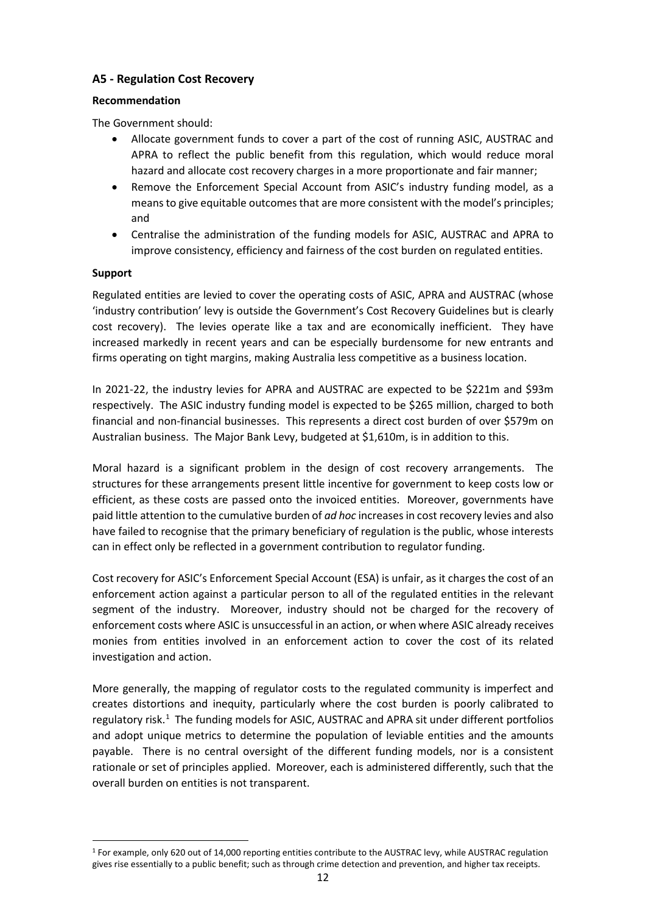## A5 - Regulation Cost Recovery

**Recommendation**

The Government should:

- Allocate government funds to cover a part of the cost of running ASIC, AUSTRAC and APRA to reflect the public benefit from this regulation, which would reduce moral hazard and allocate cost recovery charges in a more proportionate and fair manner;
- Remove the Enforcement Special Account from ASIC's industry funding model, as a means to give equitable outcomes that are more consistent with the model's principles; and
- Centralise the administration of the funding models for ASIC, AUSTRAC and APRA to improve consistency, efficiency and fairness of the cost burden on regulated entities.

**Support**

Regulated entities are levied to cover the operating costs of ASIC, APRA and AUSTRAC (whose 'industry contribution' levy is outside the Government's Cost Recovery Guidelines but is clearly cost recovery). The levies operate like a tax and are economically inefficient. They have increased markedly in recent years and can be especially burdensome for new entrants and firms operating on tight margins, making Australia less competitive as a business location.

In 2021-22, the industry levies for APRA and AUSTRAC are expected to be $221m and $93m respectively. The ASIC industry funding model is expected to be $265 million, charged to both financial and non-financial businesses. This represents a direct cost burden of over $579m on Australian business. The Major Bank Levy, budgeted at $1,610m, is in addition to this.

Moral hazard is a significant problem in the design of cost recovery arrangements. The structures for these arrangements present little incentive for government to keep costs low or efficient, as these costs are passed onto the invoiced entities. Moreover, governments have paid little attention to the cumulative burden of *ad hoc* increases in cost recovery levies and also have failed to recognise that the primary beneficiary of regulation is the public, whose interests can in effect only be reflected in a government contribution to regulator funding.

Cost recovery for ASIC's Enforcement Special Account (ESA) is unfair, as it charges the cost of an enforcement action against a particular person to all of the regulated entities in the relevant segment of the industry. Moreover, industry should not be charged for the recovery of enforcement costs where ASIC is unsuccessful in an action, or when where ASIC already receives monies from entities involved in an enforcement action to cover the cost of its related investigation and action.

More generally, the mapping of regulator costs to the regulated community is imperfect and creates distortions and inequity, particularly where the cost burden is poorly calibrated to regulatory risk.[1] The funding models for ASIC, AUSTRAC and APRA sit under different portfolios and adopt unique metrics to determine the population of leviable entities and the amounts payable. There is no central oversight of the different funding models, nor is a consistent rationale or set of principles applied. Moreover, each is administered differently, such that the overall burden on entities is not transparent.

[1] For example, only 620 out of 14,000 reporting entities contribute to the AUSTRAC levy, while AUSTRAC regulation gives rise essentially to a public benefit; such as through crime detection and prevention, and higher tax receipts.